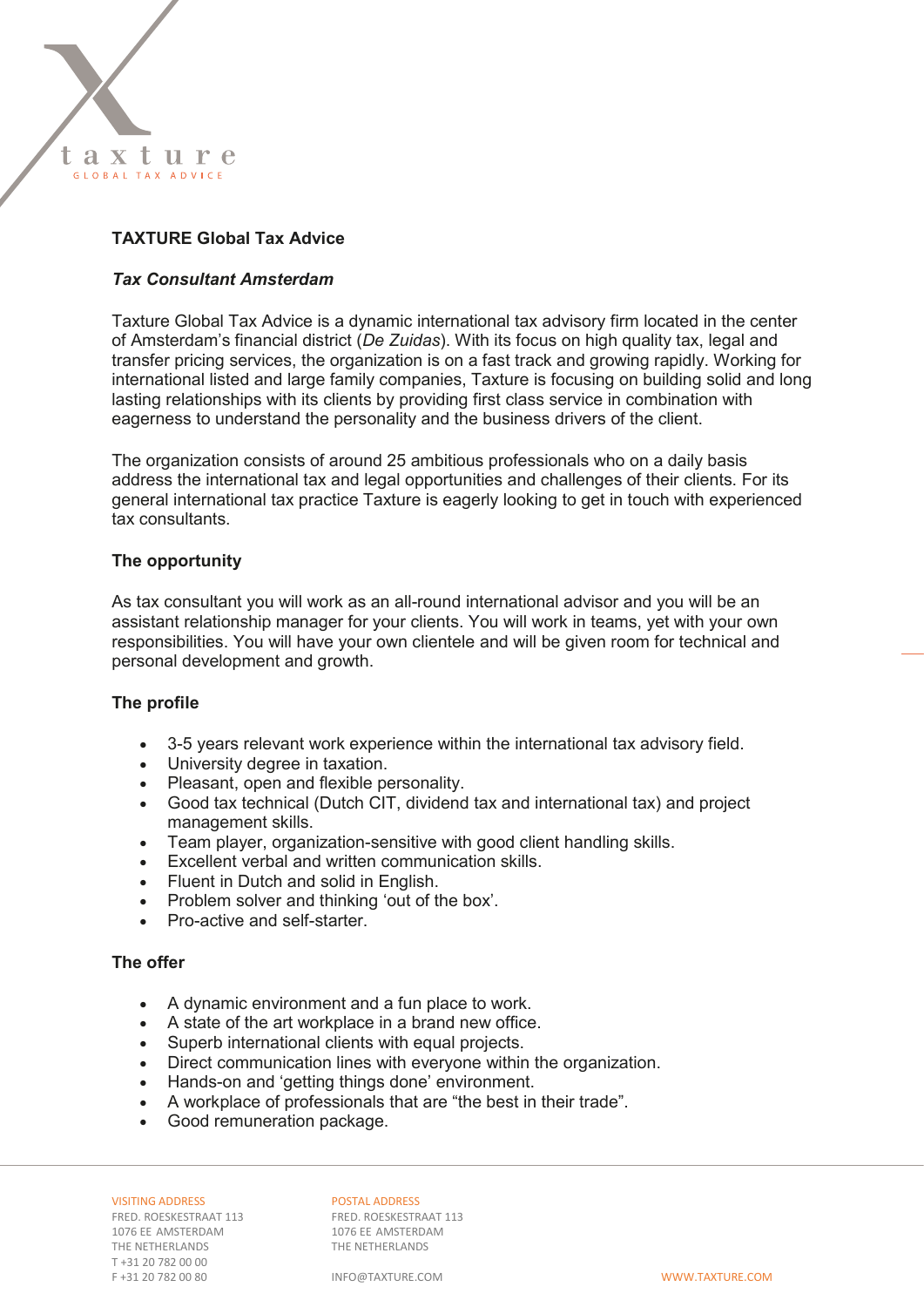taxture
GLOBAL TAX ADVICE

**TAXTURE Global Tax Advice**

***Tax Consultant Amsterdam***

Taxture Global Tax Advice is a dynamic international tax advisory firm located in the center of Amsterdam's financial district (*De Zuidas*). With its focus on high quality tax, legal and transfer pricing services, the organization is on a fast track and growing rapidly. Working for international listed and large family companies, Taxture is focusing on building solid and long lasting relationships with its clients by providing first class service in combination with eagerness to understand the personality and the business drivers of the client.

The organization consists of around 25 ambitious professionals who on a daily basis address the international tax and legal opportunities and challenges of their clients. For its general international tax practice Taxture is eagerly looking to get in touch with experienced tax consultants.

**The opportunity**

As tax consultant you will work as an all-round international advisor and you will be an assistant relationship manager for your clients. You will work in teams, yet with your own responsibilities. You will have your own clientele and will be given room for technical and personal development and growth.

**The profile**

- 3-5 years relevant work experience within the international tax advisory field.
- University degree in taxation.
- Pleasant, open and flexible personality.
- Good tax technical (Dutch CIT, dividend tax and international tax) and project management skills.
- Team player, organization-sensitive with good client handling skills.
- Excellent verbal and written communication skills.
- Fluent in Dutch and solid in English.
- Problem solver and thinking 'out of the box'.
- Pro-active and self-starter.

**The offer**

- A dynamic environment and a fun place to work.
- A state of the art workplace in a brand new office.
- Superb international clients with equal projects.
- Direct communication lines with everyone within the organization.
- Hands-on and 'getting things done' environment.
- A workplace of professionals that are "the best in their trade".
- Good remuneration package.

VISITING ADDRESS
FRED. ROESKESTRAAT 113
1076 EE AMSTERDAM
THE NETHERLANDS
T +31 20 782 00 00
F +31 20 782 00 80

POSTAL ADDRESS
FRED. ROESKESTRAAT 113
1076 EE AMSTERDAM
THE NETHERLANDS

INFO@TAXTURE.COM

WWW.TAXTURE.COM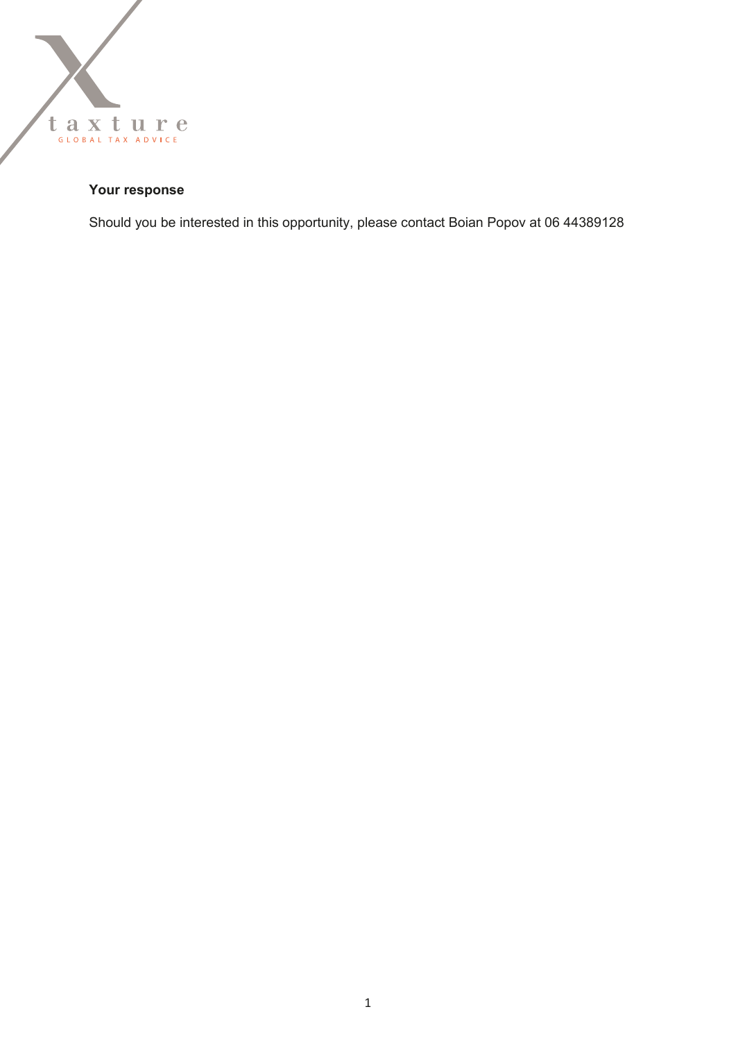**Your response**

Should you be interested in this opportunity, please contact Boian Popov at 06 44389128